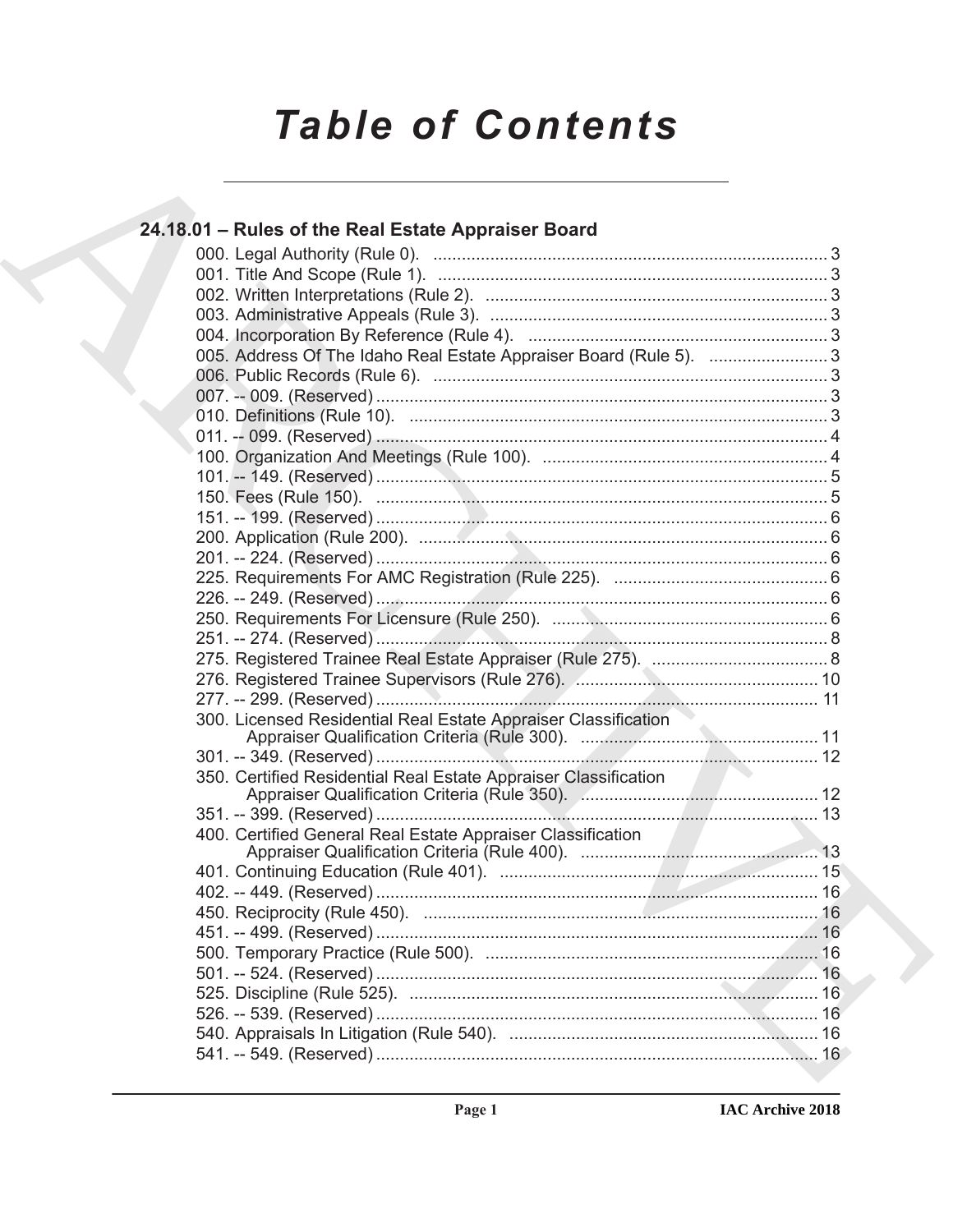# Table of Contents

## 24.18.01 – Rules of the Real Estate Appraiser Board

000. Legal Authority (Rule 0). .......... 3
001. Title And Scope (Rule 1). .......... 3
002. Written Interpretations (Rule 2). .......... 3
003. Administrative Appeals (Rule 3). .......... 3
004. Incorporation By Reference (Rule 4). .......... 3
005. Address Of The Idaho Real Estate Appraiser Board (Rule 5). .......... 3
006. Public Records (Rule 6). .......... 3
007. -- 009. (Reserved) .......... 3
010. Definitions (Rule 10). .......... 3
011. -- 099. (Reserved) .......... 4
100. Organization And Meetings (Rule 100). .......... 4
101. -- 149. (Reserved) .......... 5
150. Fees (Rule 150). .......... 5
151. -- 199. (Reserved) .......... 6
200. Application (Rule 200). .......... 6
201. -- 224. (Reserved) .......... 6
225. Requirements For AMC Registration (Rule 225). .......... 6
226. -- 249. (Reserved) .......... 6
250. Requirements For Licensure (Rule 250). .......... 6
251. -- 274. (Reserved) .......... 8
275. Registered Trainee Real Estate Appraiser (Rule 275). .......... 8
276. Registered Trainee Supervisors (Rule 276). .......... 10
277. -- 299. (Reserved) .......... 11
300. Licensed Residential Real Estate Appraiser Classification Appraiser Qualification Criteria (Rule 300). .......... 11
301. -- 349. (Reserved) .......... 12
350. Certified Residential Real Estate Appraiser Classification Appraiser Qualification Criteria (Rule 350). .......... 12
351. -- 399. (Reserved) .......... 13
400. Certified General Real Estate Appraiser Classification Appraiser Qualification Criteria (Rule 400). .......... 13
401. Continuing Education (Rule 401). .......... 15
402. -- 449. (Reserved) .......... 16
450. Reciprocity (Rule 450). .......... 16
451. -- 499. (Reserved) .......... 16
500. Temporary Practice (Rule 500). .......... 16
501. -- 524. (Reserved) .......... 16
525. Discipline (Rule 525). .......... 16
526. -- 539. (Reserved) .......... 16
540. Appraisals In Litigation (Rule 540). .......... 16
541. -- 549. (Reserved) .......... 16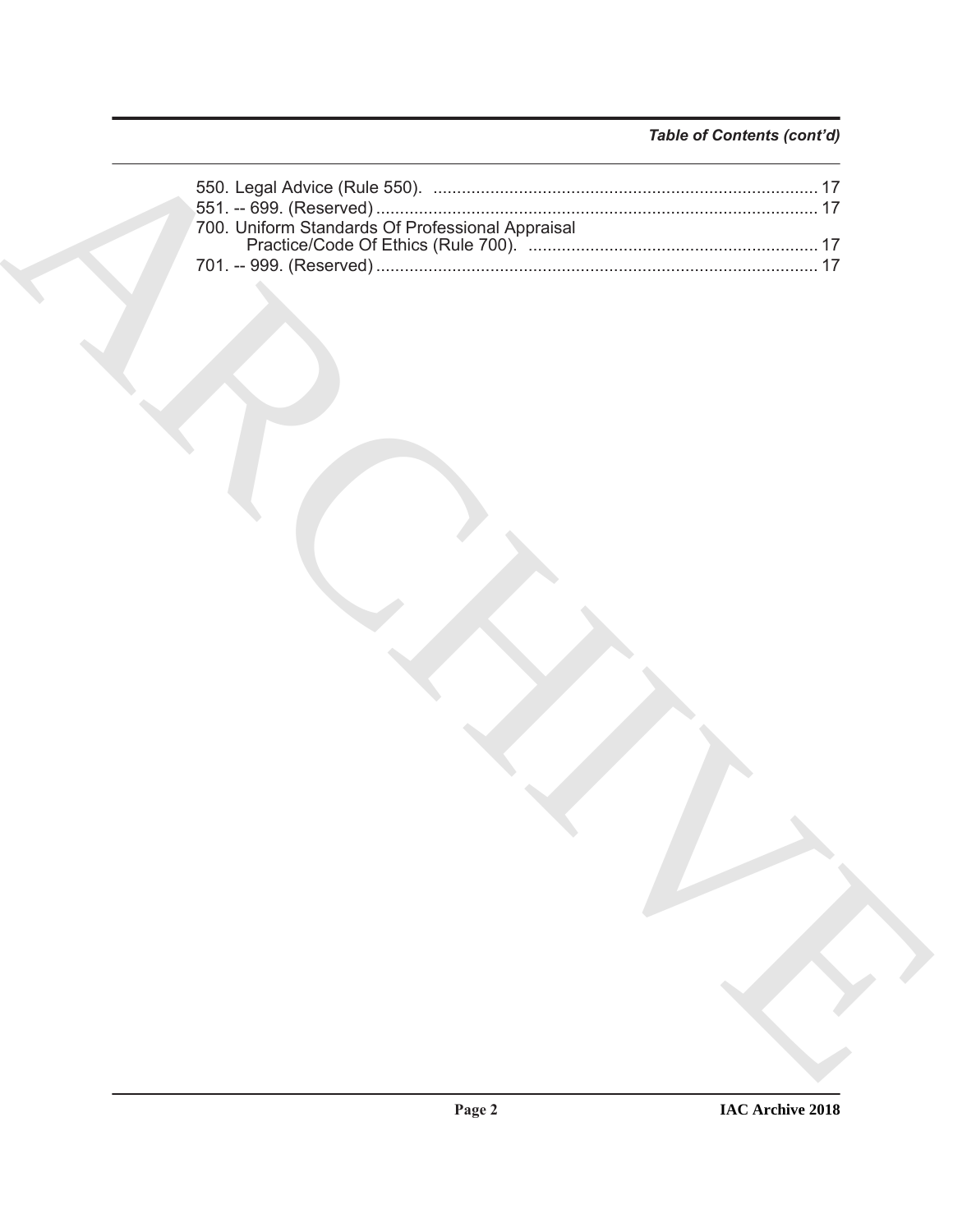*Table of Contents (cont'd)*

550. Legal Advice (Rule 550). ................................................................................ 17
551. -- 699. (Reserved) ........................................................................................... 17
700. Uniform Standards Of Professional Appraisal Practice/Code Of Ethics (Rule 700). ............................................................ 17
701. -- 999. (Reserved) ........................................................................................... 17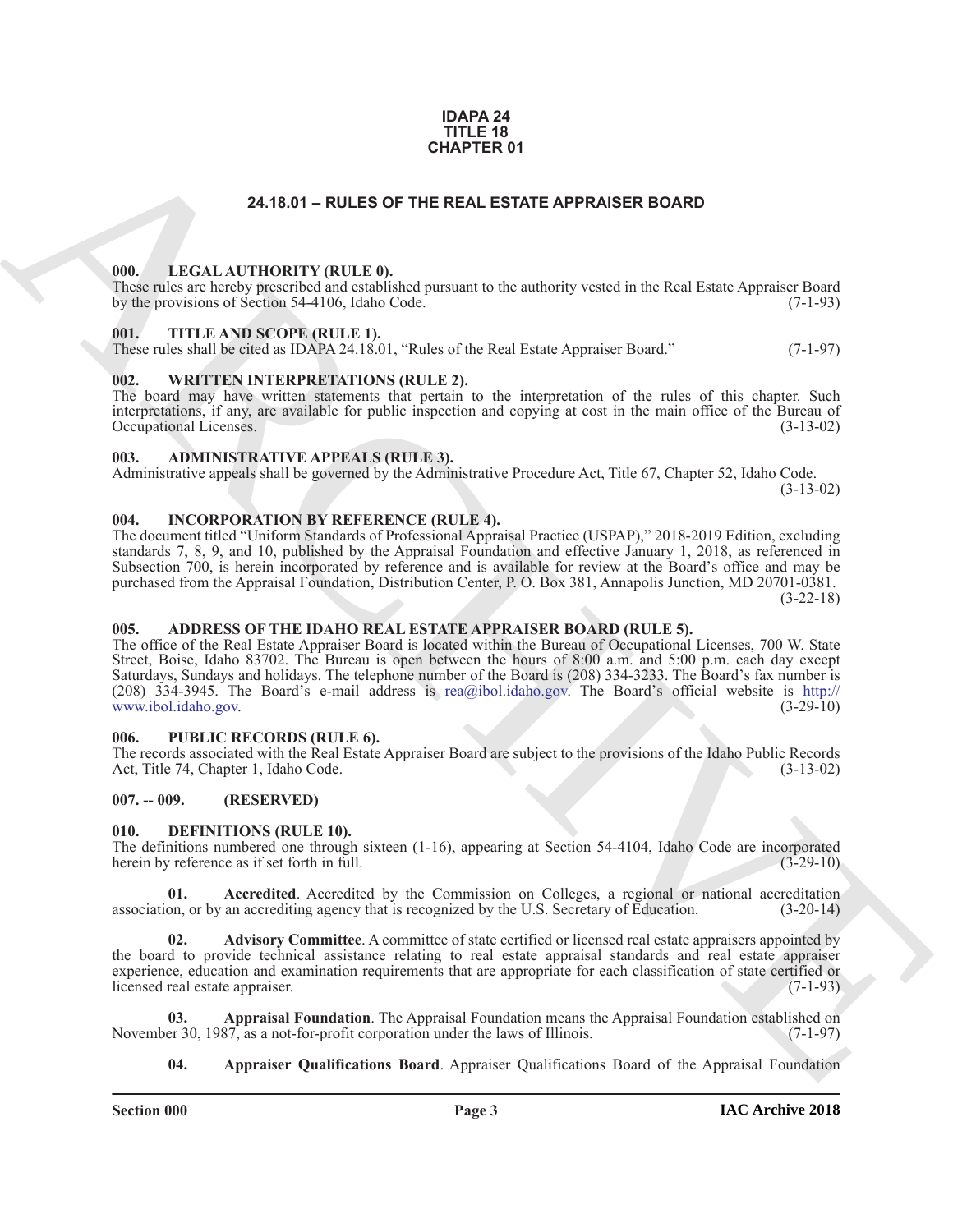**IDAPA 24**
**TITLE 18**
**CHAPTER 01**

# 24.18.01 – RULES OF THE REAL ESTATE APPRAISER BOARD

## 000. LEGAL AUTHORITY (RULE 0).

These rules are hereby prescribed and established pursuant to the authority vested in the Real Estate Appraiser Board by the provisions of Section 54-4106, Idaho Code. (7-1-93)

## 001. TITLE AND SCOPE (RULE 1).

These rules shall be cited as IDAPA 24.18.01, "Rules of the Real Estate Appraiser Board." (7-1-97)

## 002. WRITTEN INTERPRETATIONS (RULE 2).

The board may have written statements that pertain to the interpretation of the rules of this chapter. Such interpretations, if any, are available for public inspection and copying at cost in the main office of the Bureau of Occupational Licenses. (3-13-02)

## 003. ADMINISTRATIVE APPEALS (RULE 3).

Administrative appeals shall be governed by the Administrative Procedure Act, Title 67, Chapter 52, Idaho Code. (3-13-02)

## 004. INCORPORATION BY REFERENCE (RULE 4).

The document titled "Uniform Standards of Professional Appraisal Practice (USPAP)," 2018-2019 Edition, excluding standards 7, 8, 9, and 10, published by the Appraisal Foundation and effective January 1, 2018, as referenced in Subsection 700, is herein incorporated by reference and is available for review at the Board's office and may be purchased from the Appraisal Foundation, Distribution Center, P. O. Box 381, Annapolis Junction, MD 20701-0381. (3-22-18)

## 005. ADDRESS OF THE IDAHO REAL ESTATE APPRAISER BOARD (RULE 5).

The office of the Real Estate Appraiser Board is located within the Bureau of Occupational Licenses, 700 W. State Street, Boise, Idaho 83702. The Bureau is open between the hours of 8:00 a.m. and 5:00 p.m. each day except Saturdays, Sundays and holidays. The telephone number of the Board is (208) 334-3233. The Board's fax number is (208) 334-3945. The Board's e-mail address is rea@ibol.idaho.gov. The Board's official website is http://www.ibol.idaho.gov. (3-29-10)

## 006. PUBLIC RECORDS (RULE 6).

The records associated with the Real Estate Appraiser Board are subject to the provisions of the Idaho Public Records Act, Title 74, Chapter 1, Idaho Code. (3-13-02)

## 007. -- 009. (RESERVED)

## 010. DEFINITIONS (RULE 10).

The definitions numbered one through sixteen (1-16), appearing at Section 54-4104, Idaho Code are incorporated herein by reference as if set forth in full. (3-29-10)

**01. Accredited**. Accredited by the Commission on Colleges, a regional or national accreditation association, or by an accrediting agency that is recognized by the U.S. Secretary of Education. (3-20-14)

**02. Advisory Committee**. A committee of state certified or licensed real estate appraisers appointed by the board to provide technical assistance relating to real estate appraisal standards and real estate appraiser experience, education and examination requirements that are appropriate for each classification of state certified or licensed real estate appraiser. (7-1-93)

**03. Appraisal Foundation**. The Appraisal Foundation means the Appraisal Foundation established on November 30, 1987, as a not-for-profit corporation under the laws of Illinois. (7-1-97)

**04. Appraiser Qualifications Board**. Appraiser Qualifications Board of the Appraisal Foundation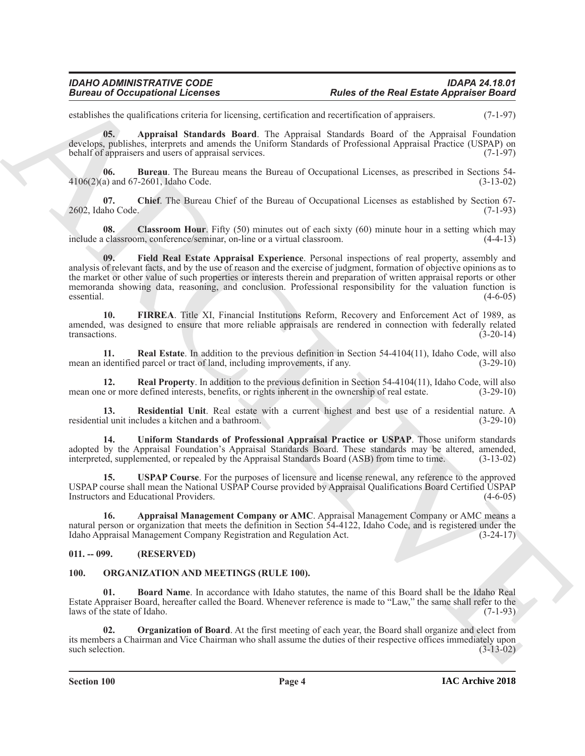establishes the qualifications criteria for licensing, certification and recertification of appraisers. (7-1-97)

**05. Appraisal Standards Board**. The Appraisal Standards Board of the Appraisal Foundation develops, publishes, interprets and amends the Uniform Standards of Professional Appraisal Practice (USPAP) on behalf of appraisers and users of appraisal services. (7-1-97)

**06. Bureau**. The Bureau means the Bureau of Occupational Licenses, as prescribed in Sections 54-4106(2)(a) and 67-2601, Idaho Code. (3-13-02)

**07. Chief**. The Bureau Chief of the Bureau of Occupational Licenses as established by Section 67-2602, Idaho Code. (7-1-93)

**08. Classroom Hour**. Fifty (50) minutes out of each sixty (60) minute hour in a setting which may include a classroom, conference/seminar, on-line or a virtual classroom. (4-4-13)

**09. Field Real Estate Appraisal Experience**. Personal inspections of real property, assembly and analysis of relevant facts, and by the use of reason and the exercise of judgment, formation of objective opinions as to the market or other value of such properties or interests therein and preparation of written appraisal reports or other memoranda showing data, reasoning, and conclusion. Professional responsibility for the valuation function is essential. (4-6-05)

**10. FIRREA**. Title XI, Financial Institutions Reform, Recovery and Enforcement Act of 1989, as amended, was designed to ensure that more reliable appraisals are rendered in connection with federally related transactions. (3-20-14)

**11. Real Estate**. In addition to the previous definition in Section 54-4104(11), Idaho Code, will also mean an identified parcel or tract of land, including improvements, if any. (3-29-10)

**12. Real Property**. In addition to the previous definition in Section 54-4104(11), Idaho Code, will also mean one or more defined interests, benefits, or rights inherent in the ownership of real estate. (3-29-10)

**13. Residential Unit**. Real estate with a current highest and best use of a residential nature. A residential unit includes a kitchen and a bathroom. (3-29-10)

**14. Uniform Standards of Professional Appraisal Practice or USPAP**. Those uniform standards adopted by the Appraisal Foundation's Appraisal Standards Board. These standards may be altered, amended, interpreted, supplemented, or repealed by the Appraisal Standards Board (ASB) from time to time. (3-13-02)

**15. USPAP Course**. For the purposes of licensure and license renewal, any reference to the approved USPAP course shall mean the National USPAP Course provided by Appraisal Qualifications Board Certified USPAP Instructors and Educational Providers. (4-6-05)

**16. Appraisal Management Company or AMC**. Appraisal Management Company or AMC means a natural person or organization that meets the definition in Section 54-4122, Idaho Code, and is registered under the Idaho Appraisal Management Company Registration and Regulation Act. (3-24-17)

## 011. -- 099. (RESERVED)

## 100. ORGANIZATION AND MEETINGS (RULE 100).

**01. Board Name**. In accordance with Idaho statutes, the name of this Board shall be the Idaho Real Estate Appraiser Board, hereafter called the Board. Whenever reference is made to "Law," the same shall refer to the laws of the state of Idaho. (7-1-93)

**02. Organization of Board**. At the first meeting of each year, the Board shall organize and elect from its members a Chairman and Vice Chairman who shall assume the duties of their respective offices immediately upon such selection. (3-13-02)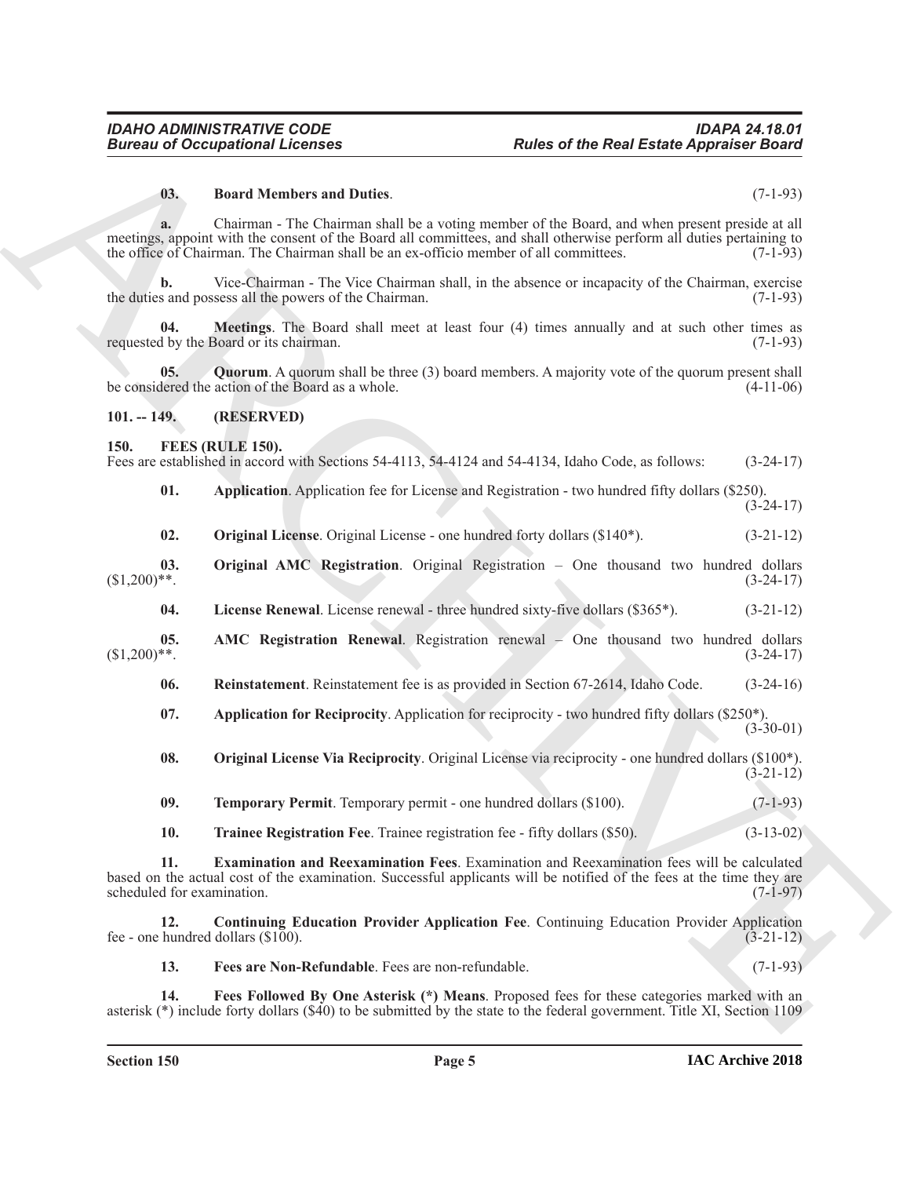**03. Board Members and Duties**. (7-1-93)

**a.** Chairman - The Chairman shall be a voting member of the Board, and when present preside at all meetings, appoint with the consent of the Board all committees, and shall otherwise perform all duties pertaining to the office of Chairman. The Chairman shall be an ex-officio member of all committees. (7-1-93)

**b.** Vice-Chairman - The Vice Chairman shall, in the absence or incapacity of the Chairman, exercise the duties and possess all the powers of the Chairman. (7-1-93)

**04. Meetings**. The Board shall meet at least four (4) times annually and at such other times as requested by the Board or its chairman. (7-1-93)

**05. Quorum**. A quorum shall be three (3) board members. A majority vote of the quorum present shall be considered the action of the Board as a whole. (4-11-06)

## 101. -- 149. (RESERVED)

## 150. FEES (RULE 150).

Fees are established in accord with Sections 54-4113, 54-4124 and 54-4134, Idaho Code, as follows: (3-24-17)

**01. Application**. Application fee for License and Registration - two hundred fifty dollars ($250). (3-24-17)

**02. Original License**. Original License - one hundred forty dollars ($140*). (3-21-12)

**03. Original AMC Registration**. Original Registration – One thousand two hundred dollars ($1,200)**. (3-24-17)

**04. License Renewal**. License renewal - three hundred sixty-five dollars ($365*). (3-21-12)

**05. AMC Registration Renewal**. Registration renewal – One thousand two hundred dollars ($1,200)**. (3-24-17)

**06. Reinstatement**. Reinstatement fee is as provided in Section 67-2614, Idaho Code. (3-24-16)

**07. Application for Reciprocity**. Application for reciprocity - two hundred fifty dollars ($250*). (3-30-01)

**08. Original License Via Reciprocity**. Original License via reciprocity - one hundred dollars ($100*). (3-21-12)

**09. Temporary Permit**. Temporary permit - one hundred dollars ($100). (7-1-93)

**10. Trainee Registration Fee**. Trainee registration fee - fifty dollars ($50). (3-13-02)

**11. Examination and Reexamination Fees**. Examination and Reexamination fees will be calculated based on the actual cost of the examination. Successful applicants will be notified of the fees at the time they are scheduled for examination. (7-1-97)

**12. Continuing Education Provider Application Fee**. Continuing Education Provider Application fee - one hundred dollars ($100). (3-21-12)

**13. Fees are Non-Refundable**. Fees are non-refundable. (7-1-93)

**14. Fees Followed By One Asterisk (*) Means**. Proposed fees for these categories marked with an asterisk (*) include forty dollars ($40) to be submitted by the state to the federal government. Title XI, Section 1109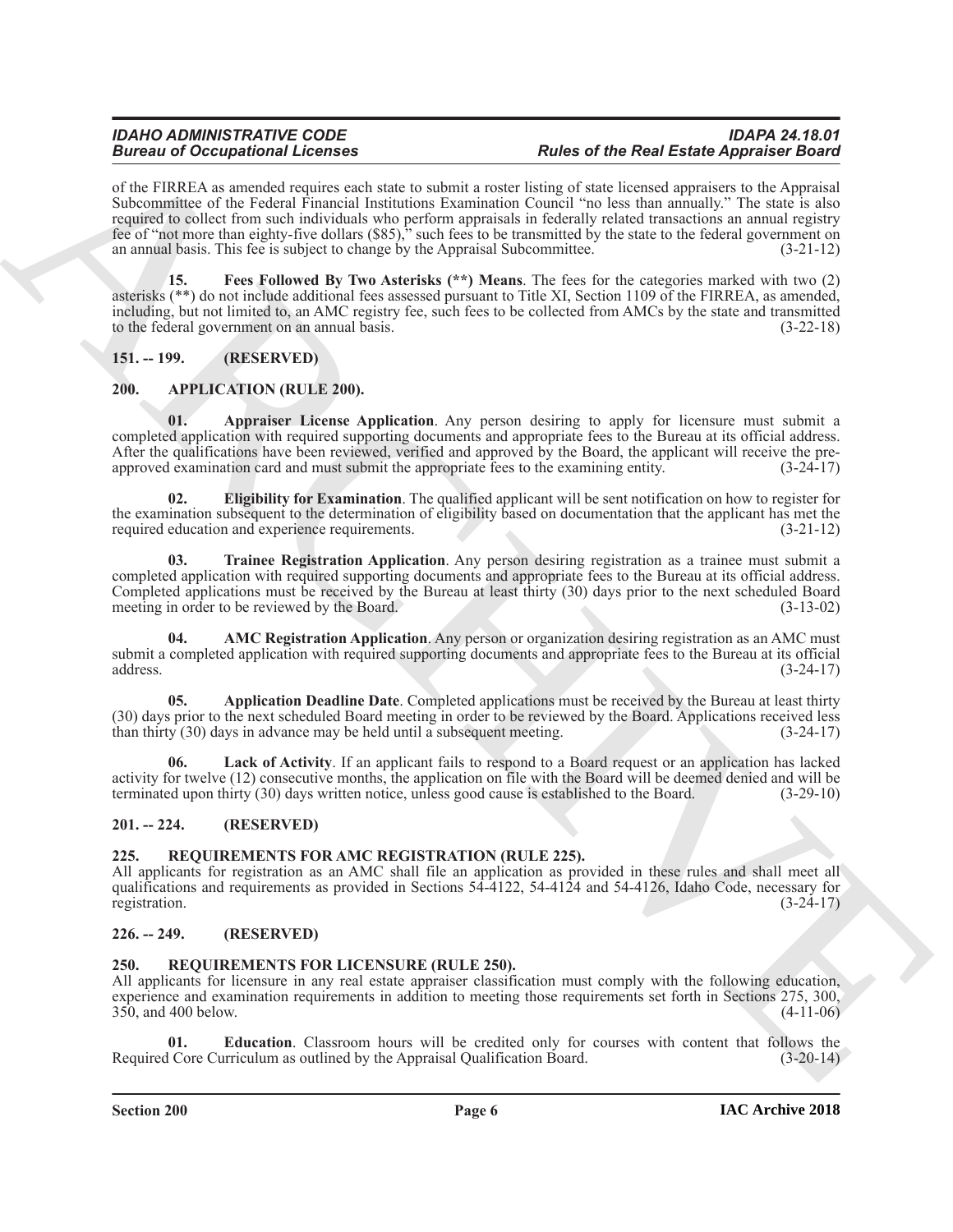of the FIRREA as amended requires each state to submit a roster listing of state licensed appraisers to the Appraisal Subcommittee of the Federal Financial Institutions Examination Council "no less than annually." The state is also required to collect from such individuals who perform appraisals in federally related transactions an annual registry fee of "not more than eighty-five dollars ($85)," such fees to be transmitted by the state to the federal government on an annual basis. This fee is subject to change by the Appraisal Subcommittee. (3-21-12)

**15. Fees Followed By Two Asterisks (**) Means**. The fees for the categories marked with two (2) asterisks (**) do not include additional fees assessed pursuant to Title XI, Section 1109 of the FIRREA, as amended, including, but not limited to, an AMC registry fee, such fees to be collected from AMCs by the state and transmitted to the federal government on an annual basis. (3-22-18)

## 151. -- 199. (RESERVED)

## 200. APPLICATION (RULE 200).

**01. Appraiser License Application**. Any person desiring to apply for licensure must submit a completed application with required supporting documents and appropriate fees to the Bureau at its official address. After the qualifications have been reviewed, verified and approved by the Board, the applicant will receive the pre-approved examination card and must submit the appropriate fees to the examining entity. (3-24-17)

**02. Eligibility for Examination**. The qualified applicant will be sent notification on how to register for the examination subsequent to the determination of eligibility based on documentation that the applicant has met the required education and experience requirements. (3-21-12)

**03. Trainee Registration Application**. Any person desiring registration as a trainee must submit a completed application with required supporting documents and appropriate fees to the Bureau at its official address. Completed applications must be received by the Bureau at least thirty (30) days prior to the next scheduled Board meeting in order to be reviewed by the Board. (3-13-02)

**04. AMC Registration Application**. Any person or organization desiring registration as an AMC must submit a completed application with required supporting documents and appropriate fees to the Bureau at its official address. (3-24-17)

**05. Application Deadline Date**. Completed applications must be received by the Bureau at least thirty (30) days prior to the next scheduled Board meeting in order to be reviewed by the Board. Applications received less than thirty (30) days in advance may be held until a subsequent meeting. (3-24-17)

**06. Lack of Activity**. If an applicant fails to respond to a Board request or an application has lacked activity for twelve (12) consecutive months, the application on file with the Board will be deemed denied and will be terminated upon thirty (30) days written notice, unless good cause is established to the Board. (3-29-10)

## 201. -- 224. (RESERVED)

## 225. REQUIREMENTS FOR AMC REGISTRATION (RULE 225).

All applicants for registration as an AMC shall file an application as provided in these rules and shall meet all qualifications and requirements as provided in Sections 54-4122, 54-4124 and 54-4126, Idaho Code, necessary for registration. (3-24-17)

## 226. -- 249. (RESERVED)

## 250. REQUIREMENTS FOR LICENSURE (RULE 250).

All applicants for licensure in any real estate appraiser classification must comply with the following education, experience and examination requirements in addition to meeting those requirements set forth in Sections 275, 300, 350, and 400 below. (4-11-06)

**01. Education**. Classroom hours will be credited only for courses with content that follows the Required Core Curriculum as outlined by the Appraisal Qualification Board. (3-20-14)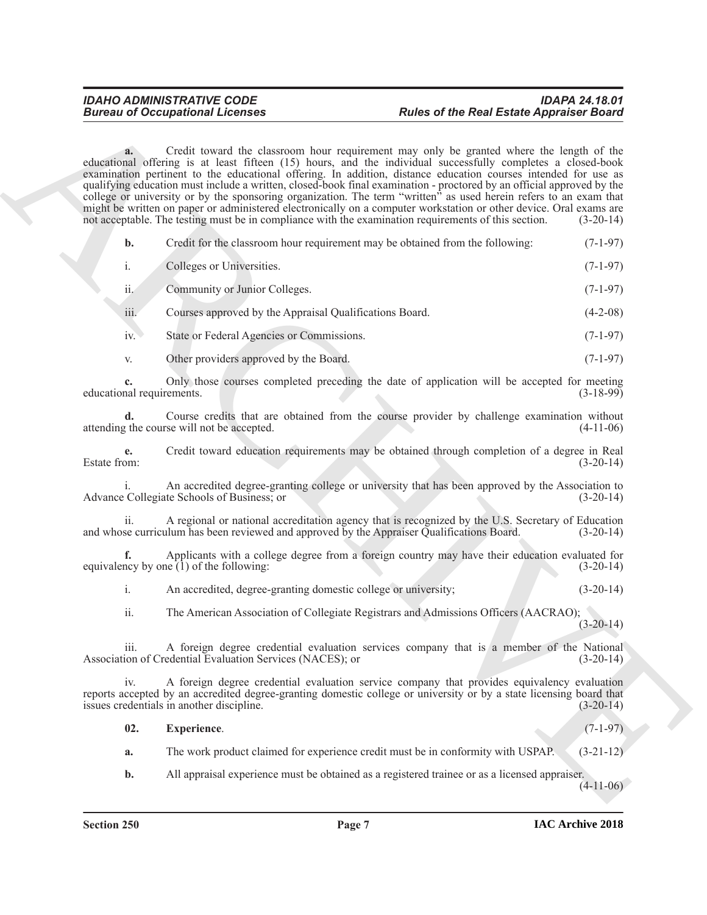**a.** Credit toward the classroom hour requirement may only be granted where the length of the educational offering is at least fifteen (15) hours, and the individual successfully completes a closed-book examination pertinent to the educational offering. In addition, distance education courses intended for use as qualifying education must include a written, closed-book final examination - proctored by an official approved by the college or university or by the sponsoring organization. The term "written" as used herein refers to an exam that might be written on paper or administered electronically on a computer workstation or other device. Oral exams are not acceptable. The testing must be in compliance with the examination requirements of this section. (3-20-14)

**b.** Credit for the classroom hour requirement may be obtained from the following: (7-1-97)

i. Colleges or Universities. (7-1-97)

ii. Community or Junior Colleges. (7-1-97)

iii. Courses approved by the Appraisal Qualifications Board. (4-2-08)

iv. State or Federal Agencies or Commissions. (7-1-97)

v. Other providers approved by the Board. (7-1-97)

**c.** Only those courses completed preceding the date of application will be accepted for meeting educational requirements. (3-18-99)

**d.** Course credits that are obtained from the course provider by challenge examination without attending the course will not be accepted. (4-11-06)

**e.** Credit toward education requirements may be obtained through completion of a degree in Real Estate from: (3-20-14)

i. An accredited degree-granting college or university that has been approved by the Association to Advance Collegiate Schools of Business; or (3-20-14)

ii. A regional or national accreditation agency that is recognized by the U.S. Secretary of Education and whose curriculum has been reviewed and approved by the Appraiser Qualifications Board. (3-20-14)

**f.** Applicants with a college degree from a foreign country may have their education evaluated for equivalency by one (1) of the following: (3-20-14)

i. An accredited, degree-granting domestic college or university; (3-20-14)

ii. The American Association of Collegiate Registrars and Admissions Officers (AACRAO); (3-20-14)

iii. A foreign degree credential evaluation services company that is a member of the National Association of Credential Evaluation Services (NACES); or (3-20-14)

iv. A foreign degree credential evaluation service company that provides equivalency evaluation reports accepted by an accredited degree-granting domestic college or university or by a state licensing board that issues credentials in another discipline. (3-20-14)

**02. Experience**. (7-1-97)

**a.** The work product claimed for experience credit must be in conformity with USPAP. (3-21-12)

**b.** All appraisal experience must be obtained as a registered trainee or as a licensed appraiser. (4-11-06)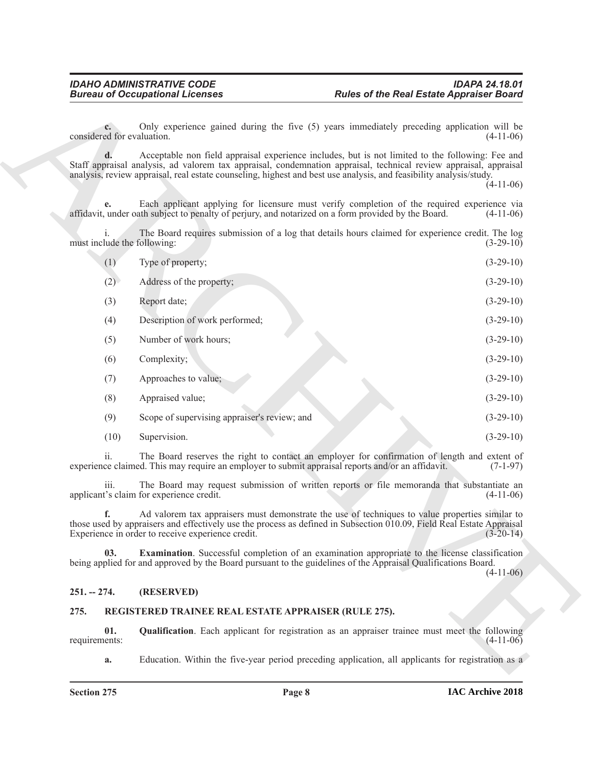**c.** Only experience gained during the five (5) years immediately preceding application will be considered for evaluation. (4-11-06)

**d.** Acceptable non field appraisal experience includes, but is not limited to the following: Fee and Staff appraisal analysis, ad valorem tax appraisal, condemnation appraisal, technical review appraisal, appraisal analysis, review appraisal, real estate counseling, highest and best use analysis, and feasibility analysis/study. (4-11-06)

**e.** Each applicant applying for licensure must verify completion of the required experience via affidavit, under oath subject to penalty of perjury, and notarized on a form provided by the Board. (4-11-06)

i. The Board requires submission of a log that details hours claimed for experience credit. The log must include the following: (3-29-10)

(1) Type of property; (3-29-10)

(2) Address of the property; (3-29-10)

(3) Report date; (3-29-10)

(4) Description of work performed; (3-29-10)

(5) Number of work hours; (3-29-10)

(6) Complexity; (3-29-10)

(7) Approaches to value; (3-29-10)

(8) Appraised value; (3-29-10)

(9) Scope of supervising appraiser's review; and (3-29-10)

(10) Supervision. (3-29-10)

ii. The Board reserves the right to contact an employer for confirmation of length and extent of experience claimed. This may require an employer to submit appraisal reports and/or an affidavit. (7-1-97)

iii. The Board may request submission of written reports or file memoranda that substantiate an applicant's claim for experience credit. (4-11-06)

**f.** Ad valorem tax appraisers must demonstrate the use of techniques to value properties similar to those used by appraisers and effectively use the process as defined in Subsection 010.09, Field Real Estate Appraisal Experience in order to receive experience credit. (3-20-14)

**03. Examination**. Successful completion of an examination appropriate to the license classification being applied for and approved by the Board pursuant to the guidelines of the Appraisal Qualifications Board. (4-11-06)

## 251. -- 274. (RESERVED)

## 275. REGISTERED TRAINEE REAL ESTATE APPRAISER (RULE 275).

**01. Qualification**. Each applicant for registration as an appraiser trainee must meet the following requirements: (4-11-06)

**a.** Education. Within the five-year period preceding application, all applicants for registration as a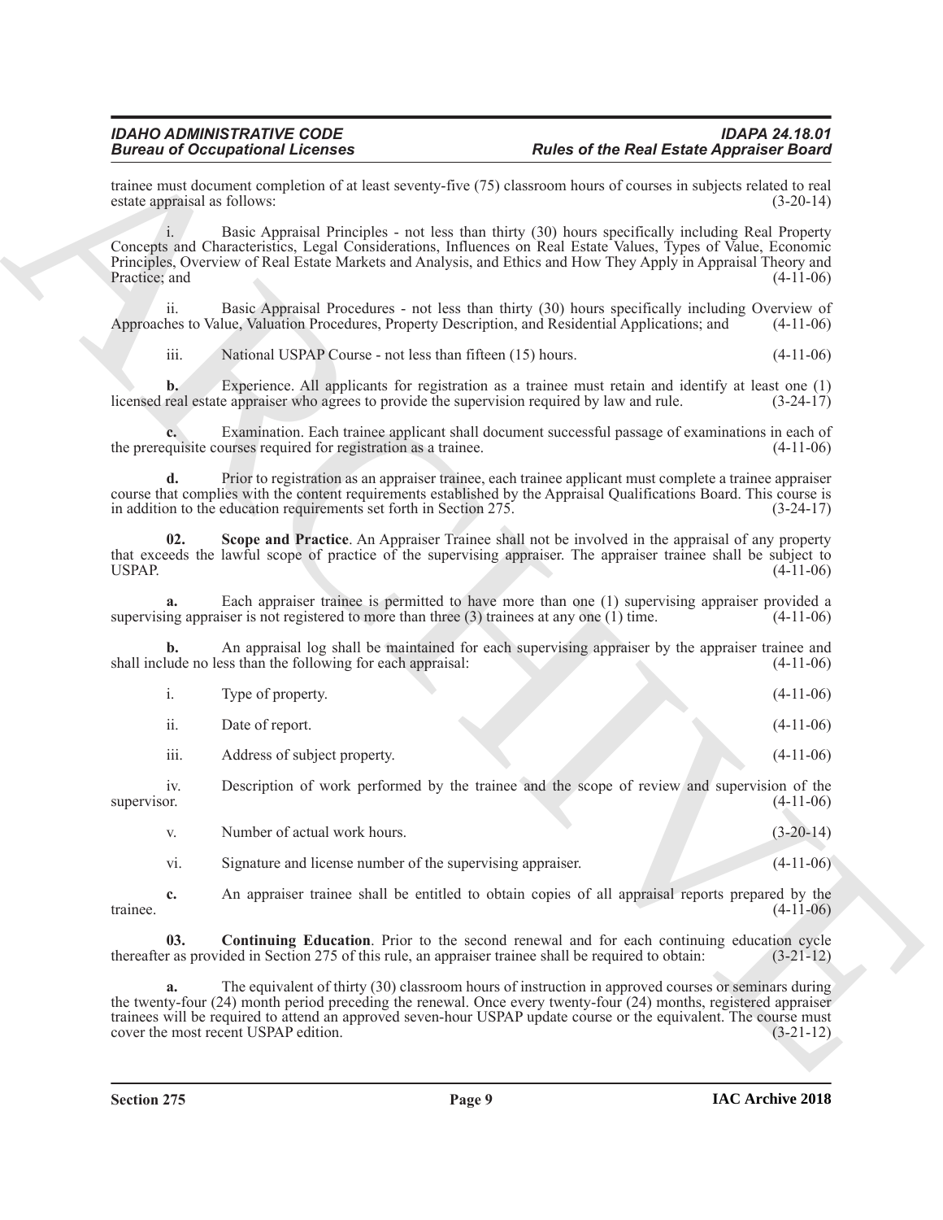trainee must document completion of at least seventy-five (75) classroom hours of courses in subjects related to real estate appraisal as follows: (3-20-14)

i. Basic Appraisal Principles - not less than thirty (30) hours specifically including Real Property Concepts and Characteristics, Legal Considerations, Influences on Real Estate Values, Types of Value, Economic Principles, Overview of Real Estate Markets and Analysis, and Ethics and How They Apply in Appraisal Theory and Practice; and (4-11-06)

ii. Basic Appraisal Procedures - not less than thirty (30) hours specifically including Overview of Approaches to Value, Valuation Procedures, Property Description, and Residential Applications; and (4-11-06)

iii. National USPAP Course - not less than fifteen (15) hours. (4-11-06)

**b.** Experience. All applicants for registration as a trainee must retain and identify at least one (1) licensed real estate appraiser who agrees to provide the supervision required by law and rule. (3-24-17)

**c.** Examination. Each trainee applicant shall document successful passage of examinations in each of the prerequisite courses required for registration as a trainee. (4-11-06)

**d.** Prior to registration as an appraiser trainee, each trainee applicant must complete a trainee appraiser course that complies with the content requirements established by the Appraisal Qualifications Board. This course is in addition to the education requirements set forth in Section 275. (3-24-17)

**02. Scope and Practice**. An Appraiser Trainee shall not be involved in the appraisal of any property that exceeds the lawful scope of practice of the supervising appraiser. The appraiser trainee shall be subject to USPAP. (4-11-06)

**a.** Each appraiser trainee is permitted to have more than one (1) supervising appraiser provided a supervising appraiser is not registered to more than three (3) trainees at any one (1) time. (4-11-06)

**b.** An appraisal log shall be maintained for each supervising appraiser by the appraiser trainee and shall include no less than the following for each appraisal: (4-11-06)

i. Type of property. (4-11-06)

ii. Date of report. (4-11-06)

iii. Address of subject property. (4-11-06)

iv. Description of work performed by the trainee and the scope of review and supervision of the supervisor. (4-11-06)

v. Number of actual work hours. (3-20-14)

vi. Signature and license number of the supervising appraiser. (4-11-06)

**c.** An appraiser trainee shall be entitled to obtain copies of all appraisal reports prepared by the trainee. (4-11-06)

**03. Continuing Education**. Prior to the second renewal and for each continuing education cycle thereafter as provided in Section 275 of this rule, an appraiser trainee shall be required to obtain: (3-21-12)

**a.** The equivalent of thirty (30) classroom hours of instruction in approved courses or seminars during the twenty-four (24) month period preceding the renewal. Once every twenty-four (24) months, registered appraiser trainees will be required to attend an approved seven-hour USPAP update course or the equivalent. The course must cover the most recent USPAP edition. (3-21-12)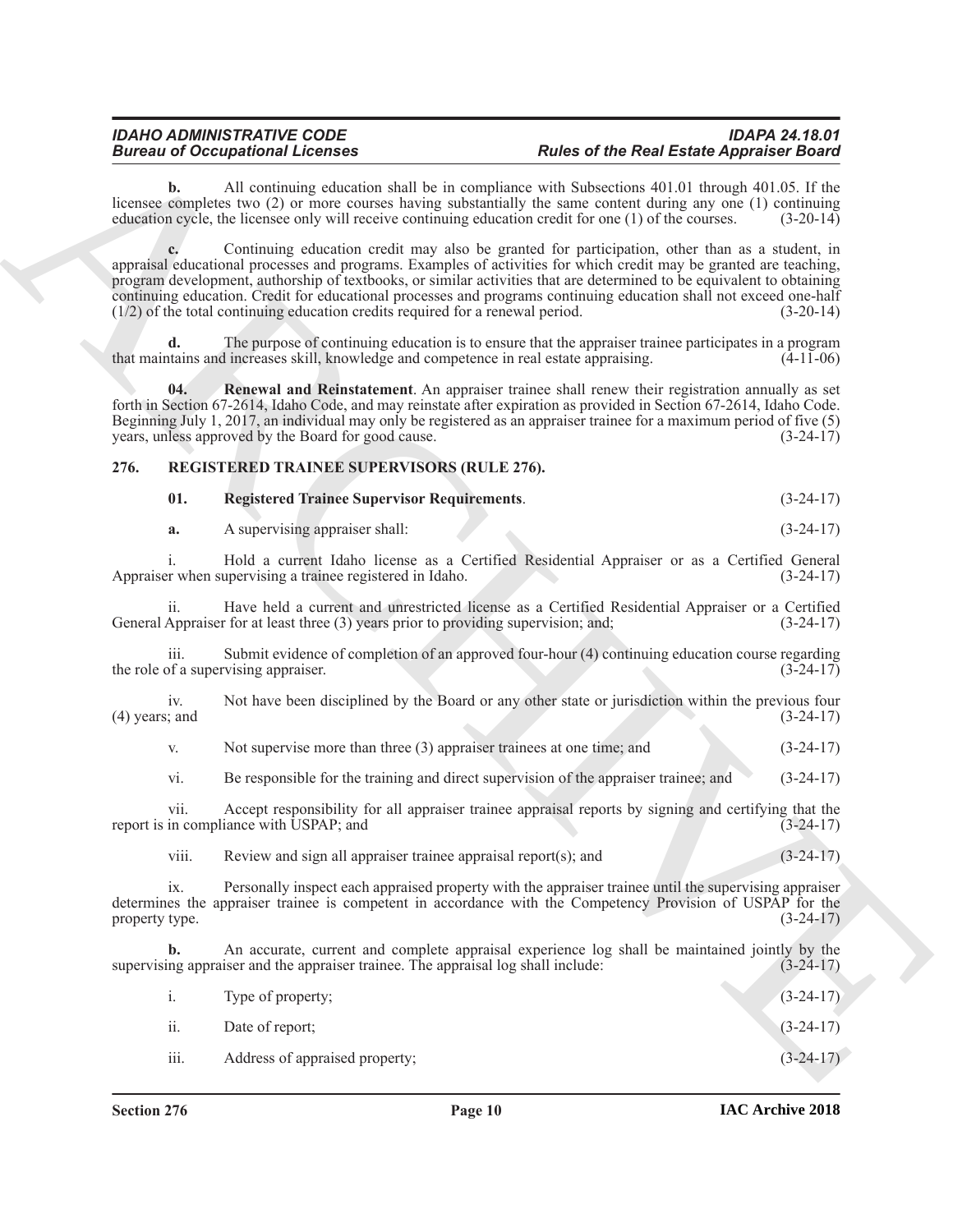**b.** All continuing education shall be in compliance with Subsections 401.01 through 401.05. If the licensee completes two (2) or more courses having substantially the same content during any one (1) continuing education cycle, the licensee only will receive continuing education credit for one (1) of the courses. (3-20-14)

**c.** Continuing education credit may also be granted for participation, other than as a student, in appraisal educational processes and programs. Examples of activities for which credit may be granted are teaching, program development, authorship of textbooks, or similar activities that are determined to be equivalent to obtaining continuing education. Credit for educational processes and programs continuing education shall not exceed one-half (1/2) of the total continuing education credits required for a renewal period. (3-20-14)

**d.** The purpose of continuing education is to ensure that the appraiser trainee participates in a program that maintains and increases skill, knowledge and competence in real estate appraising. (4-11-06)

**04. Renewal and Reinstatement**. An appraiser trainee shall renew their registration annually as set forth in Section 67-2614, Idaho Code, and may reinstate after expiration as provided in Section 67-2614, Idaho Code. Beginning July 1, 2017, an individual may only be registered as an appraiser trainee for a maximum period of five (5) years, unless approved by the Board for good cause. (3-24-17)

## 276. REGISTERED TRAINEE SUPERVISORS (RULE 276).

**01. Registered Trainee Supervisor Requirements**. (3-24-17)

**a.** A supervising appraiser shall: (3-24-17)

i. Hold a current Idaho license as a Certified Residential Appraiser or as a Certified General Appraiser when supervising a trainee registered in Idaho. (3-24-17)

ii. Have held a current and unrestricted license as a Certified Residential Appraiser or a Certified General Appraiser for at least three (3) years prior to providing supervision; and; (3-24-17)

iii. Submit evidence of completion of an approved four-hour (4) continuing education course regarding the role of a supervising appraiser. (3-24-17)

iv. Not have been disciplined by the Board or any other state or jurisdiction within the previous four (4) years; and (3-24-17)

v. Not supervise more than three (3) appraiser trainees at one time; and (3-24-17)

vi. Be responsible for the training and direct supervision of the appraiser trainee; and (3-24-17)

vii. Accept responsibility for all appraiser trainee appraisal reports by signing and certifying that the report is in compliance with USPAP; and (3-24-17)

viii. Review and sign all appraiser trainee appraisal report(s); and (3-24-17)

ix. Personally inspect each appraised property with the appraiser trainee until the supervising appraiser determines the appraiser trainee is competent in accordance with the Competency Provision of USPAP for the property type. (3-24-17)

**b.** An accurate, current and complete appraisal experience log shall be maintained jointly by the supervising appraiser and the appraiser trainee. The appraisal log shall include: (3-24-17)

i. Type of property; (3-24-17)

ii. Date of report; (3-24-17)

iii. Address of appraised property; (3-24-17)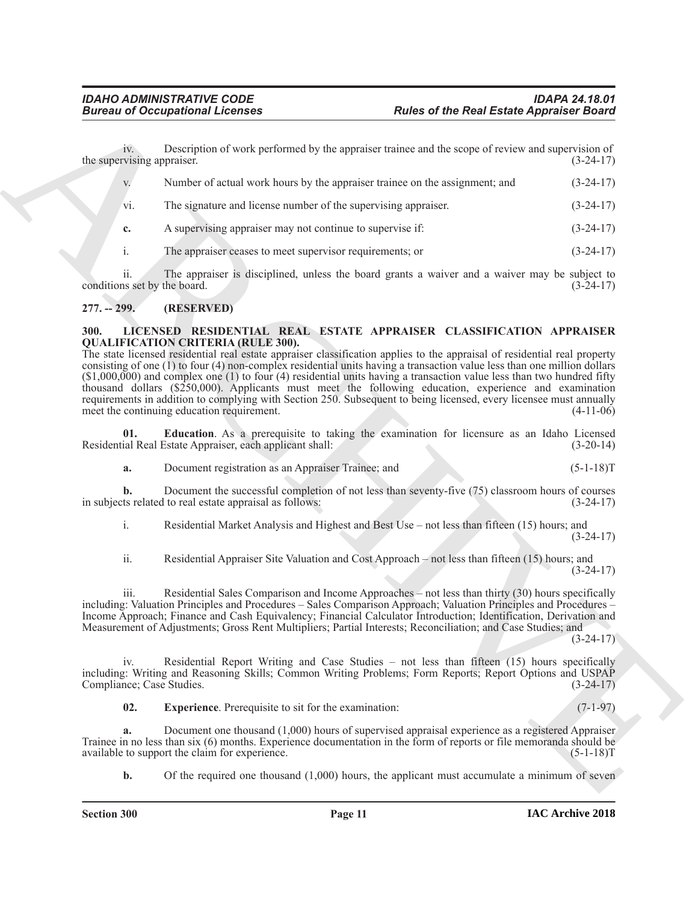iv. Description of work performed by the appraiser trainee and the scope of review and supervision of the supervising appraiser. (3-24-17)

v. Number of actual work hours by the appraiser trainee on the assignment; and (3-24-17)

vi. The signature and license number of the supervising appraiser. (3-24-17)

**c.** A supervising appraiser may not continue to supervise if: (3-24-17)

i. The appraiser ceases to meet supervisor requirements; or (3-24-17)

ii. The appraiser is disciplined, unless the board grants a waiver and a waiver may be subject to conditions set by the board. (3-24-17)

## 277. -- 299. (RESERVED)

## 300. LICENSED RESIDENTIAL REAL ESTATE APPRAISER CLASSIFICATION APPRAISER QUALIFICATION CRITERIA (RULE 300).

The state licensed residential real estate appraiser classification applies to the appraisal of residential real property consisting of one (1) to four (4) non-complex residential units having a transaction value less than one million dollars ($1,000,000) and complex one (1) to four (4) residential units having a transaction value less than two hundred fifty thousand dollars ($250,000). Applicants must meet the following education, experience and examination requirements in addition to complying with Section 250. Subsequent to being licensed, every licensee must annually meet the continuing education requirement. (4-11-06)

**01. Education**. As a prerequisite to taking the examination for licensure as an Idaho Licensed Residential Real Estate Appraiser, each applicant shall: (3-20-14)

**a.** Document registration as an Appraiser Trainee; and (5-1-18)T

**b.** Document the successful completion of not less than seventy-five (75) classroom hours of courses in subjects related to real estate appraisal as follows: (3-24-17)

i. Residential Market Analysis and Highest and Best Use – not less than fifteen (15) hours; and (3-24-17)

ii. Residential Appraiser Site Valuation and Cost Approach – not less than fifteen (15) hours; and (3-24-17)

iii. Residential Sales Comparison and Income Approaches – not less than thirty (30) hours specifically including: Valuation Principles and Procedures – Sales Comparison Approach; Valuation Principles and Procedures – Income Approach; Finance and Cash Equivalency; Financial Calculator Introduction; Identification, Derivation and Measurement of Adjustments; Gross Rent Multipliers; Partial Interests; Reconciliation; and Case Studies; and (3-24-17)

iv. Residential Report Writing and Case Studies – not less than fifteen (15) hours specifically including: Writing and Reasoning Skills; Common Writing Problems; Form Reports; Report Options and USPAP Compliance; Case Studies. (3-24-17)

**02. Experience**. Prerequisite to sit for the examination: (7-1-97)

**a.** Document one thousand (1,000) hours of supervised appraisal experience as a registered Appraiser Trainee in no less than six (6) months. Experience documentation in the form of reports or file memoranda should be available to support the claim for experience. (5-1-18)T

**b.** Of the required one thousand (1,000) hours, the applicant must accumulate a minimum of seven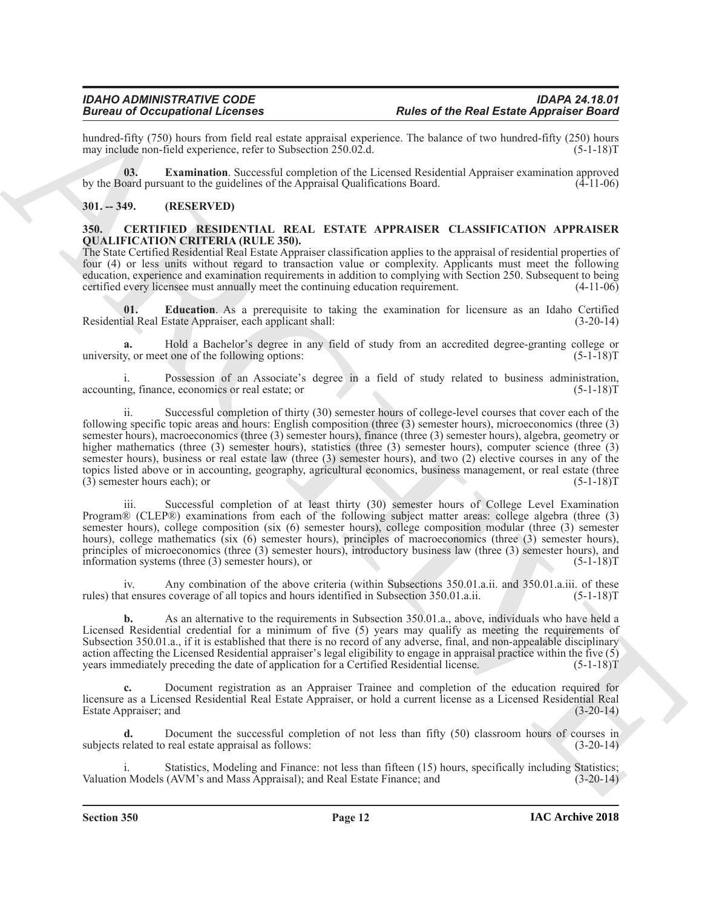hundred-fifty (750) hours from field real estate appraisal experience. The balance of two hundred-fifty (250) hours may include non-field experience, refer to Subsection 250.02.d. (5-1-18)T

**03. Examination**. Successful completion of the Licensed Residential Appraiser examination approved by the Board pursuant to the guidelines of the Appraisal Qualifications Board. (4-11-06)

## 301. -- 349. (RESERVED)

## 350. CERTIFIED RESIDENTIAL REAL ESTATE APPRAISER CLASSIFICATION APPRAISER QUALIFICATION CRITERIA (RULE 350).

The State Certified Residential Real Estate Appraiser classification applies to the appraisal of residential properties of four (4) or less units without regard to transaction value or complexity. Applicants must meet the following education, experience and examination requirements in addition to complying with Section 250. Subsequent to being certified every licensee must annually meet the continuing education requirement. (4-11-06)

**01. Education**. As a prerequisite to taking the examination for licensure as an Idaho Certified Residential Real Estate Appraiser, each applicant shall: (3-20-14)

**a.** Hold a Bachelor's degree in any field of study from an accredited degree-granting college or university, or meet one of the following options: (5-1-18)T

i. Possession of an Associate's degree in a field of study related to business administration, accounting, finance, economics or real estate; or (5-1-18)T

ii. Successful completion of thirty (30) semester hours of college-level courses that cover each of the following specific topic areas and hours: English composition (three (3) semester hours), microeconomics (three (3) semester hours), macroeconomics (three (3) semester hours), finance (three (3) semester hours), algebra, geometry or higher mathematics (three (3) semester hours), statistics (three (3) semester hours), computer science (three (3) semester hours), business or real estate law (three (3) semester hours), and two (2) elective courses in any of the topics listed above or in accounting, geography, agricultural economics, business management, or real estate (three (3) semester hours each); or (5-1-18)T

iii. Successful completion of at least thirty (30) semester hours of College Level Examination Program® (CLEP®) examinations from each of the following subject matter areas: college algebra (three (3) semester hours), college composition (six (6) semester hours), college composition modular (three (3) semester hours), college mathematics (six (6) semester hours), principles of macroeconomics (three (3) semester hours), principles of microeconomics (three (3) semester hours), introductory business law (three (3) semester hours), and information systems (three (3) semester hours), or (5-1-18)T

iv. Any combination of the above criteria (within Subsections 350.01.a.ii. and 350.01.a.iii. of these rules) that ensures coverage of all topics and hours identified in Subsection 350.01.a.ii. (5-1-18)T

**b.** As an alternative to the requirements in Subsection 350.01.a., above, individuals who have held a Licensed Residential credential for a minimum of five (5) years may qualify as meeting the requirements of Subsection 350.01.a., if it is established that there is no record of any adverse, final, and non-appealable disciplinary action affecting the Licensed Residential appraiser's legal eligibility to engage in appraisal practice within the five (5) years immediately preceding the date of application for a Certified Residential license. (5-1-18)T

**c.** Document registration as an Appraiser Trainee and completion of the education required for licensure as a Licensed Residential Real Estate Appraiser, or hold a current license as a Licensed Residential Real Estate Appraiser; and (3-20-14)

**d.** Document the successful completion of not less than fifty (50) classroom hours of courses in subjects related to real estate appraisal as follows: (3-20-14)

i. Statistics, Modeling and Finance: not less than fifteen (15) hours, specifically including Statistics; Valuation Models (AVM's and Mass Appraisal); and Real Estate Finance; and (3-20-14)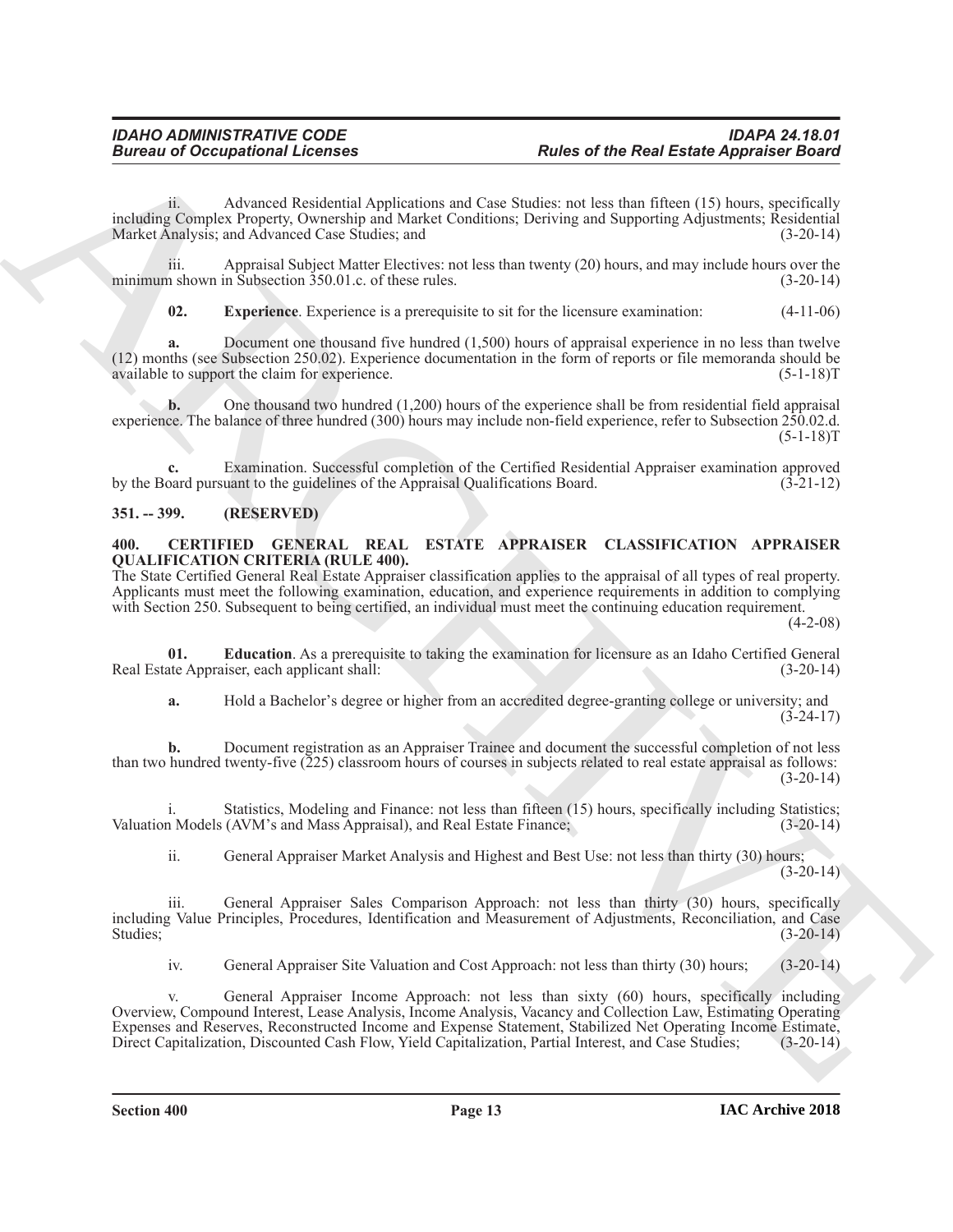ii. Advanced Residential Applications and Case Studies: not less than fifteen (15) hours, specifically including Complex Property, Ownership and Market Conditions; Deriving and Supporting Adjustments; Residential Market Analysis; and Advanced Case Studies; and (3-20-14)

iii. Appraisal Subject Matter Electives: not less than twenty (20) hours, and may include hours over the minimum shown in Subsection 350.01.c. of these rules. (3-20-14)

**02. Experience**. Experience is a prerequisite to sit for the licensure examination: (4-11-06)

**a.** Document one thousand five hundred (1,500) hours of appraisal experience in no less than twelve (12) months (see Subsection 250.02). Experience documentation in the form of reports or file memoranda should be available to support the claim for experience. (5-1-18)T

**b.** One thousand two hundred (1,200) hours of the experience shall be from residential field appraisal experience. The balance of three hundred (300) hours may include non-field experience, refer to Subsection 250.02.d. (5-1-18)T

**c.** Examination. Successful completion of the Certified Residential Appraiser examination approved by the Board pursuant to the guidelines of the Appraisal Qualifications Board. (3-21-12)

## 351. -- 399. (RESERVED)

## 400. CERTIFIED GENERAL REAL ESTATE APPRAISER CLASSIFICATION APPRAISER QUALIFICATION CRITERIA (RULE 400).

The State Certified General Real Estate Appraiser classification applies to the appraisal of all types of real property. Applicants must meet the following examination, education, and experience requirements in addition to complying with Section 250. Subsequent to being certified, an individual must meet the continuing education requirement. (4-2-08)

**01. Education**. As a prerequisite to taking the examination for licensure as an Idaho Certified General Real Estate Appraiser, each applicant shall: (3-20-14)

**a.** Hold a Bachelor's degree or higher from an accredited degree-granting college or university; and (3-24-17)

**b.** Document registration as an Appraiser Trainee and document the successful completion of not less than two hundred twenty-five (225) classroom hours of courses in subjects related to real estate appraisal as follows: (3-20-14)

i. Statistics, Modeling and Finance: not less than fifteen (15) hours, specifically including Statistics; Valuation Models (AVM's and Mass Appraisal), and Real Estate Finance; (3-20-14)

ii. General Appraiser Market Analysis and Highest and Best Use: not less than thirty (30) hours; (3-20-14)

iii. General Appraiser Sales Comparison Approach: not less than thirty (30) hours, specifically including Value Principles, Procedures, Identification and Measurement of Adjustments, Reconciliation, and Case Studies; (3-20-14)

iv. General Appraiser Site Valuation and Cost Approach: not less than thirty (30) hours; (3-20-14)

v. General Appraiser Income Approach: not less than sixty (60) hours, specifically including Overview, Compound Interest, Lease Analysis, Income Analysis, Vacancy and Collection Law, Estimating Operating Expenses and Reserves, Reconstructed Income and Expense Statement, Stabilized Net Operating Income Estimate, Direct Capitalization, Discounted Cash Flow, Yield Capitalization, Partial Interest, and Case Studies; (3-20-14)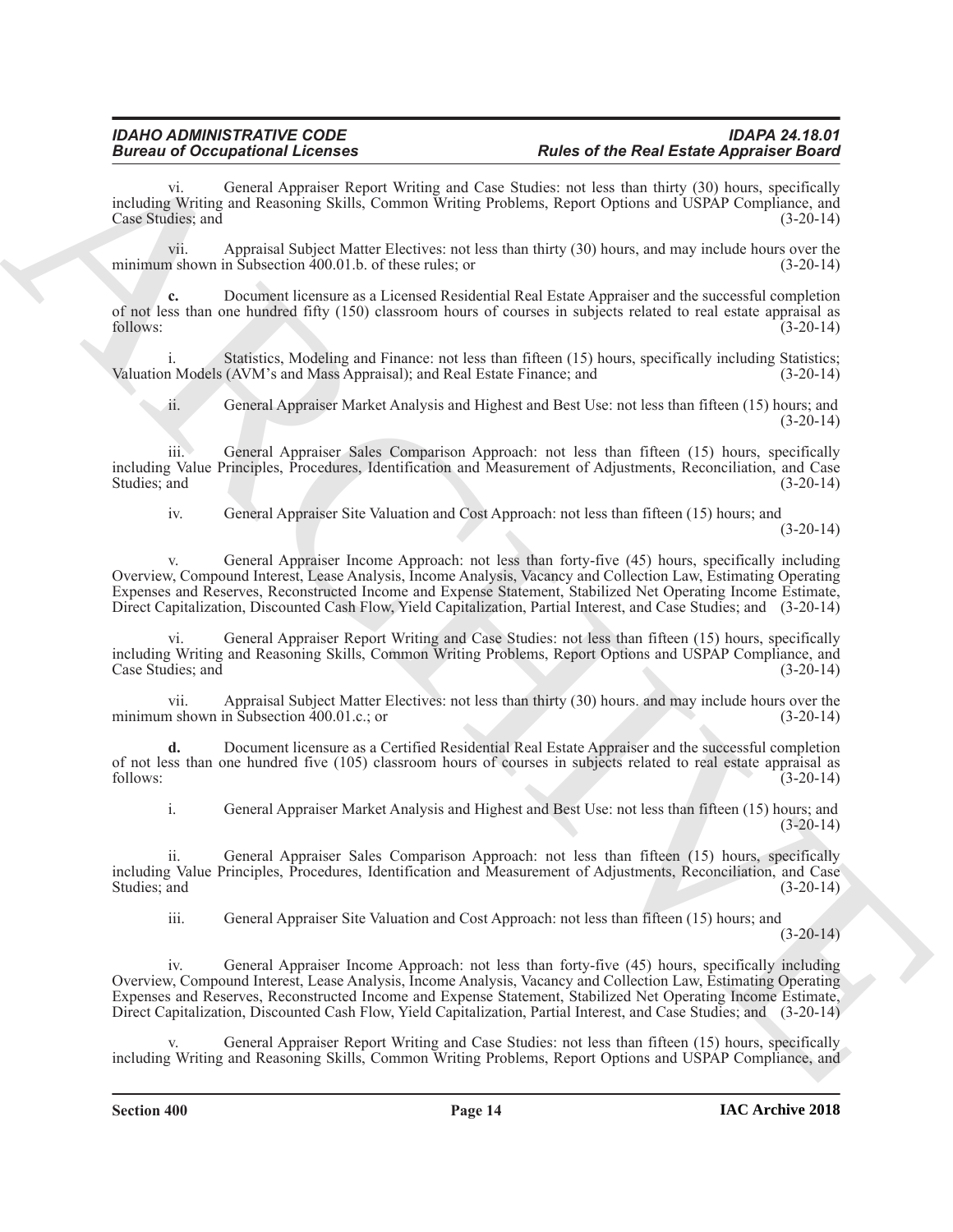vi. General Appraiser Report Writing and Case Studies: not less than thirty (30) hours, specifically including Writing and Reasoning Skills, Common Writing Problems, Report Options and USPAP Compliance, and Case Studies; and (3-20-14)

vii. Appraisal Subject Matter Electives: not less than thirty (30) hours, and may include hours over the minimum shown in Subsection 400.01.b. of these rules; or (3-20-14)

**c.** Document licensure as a Licensed Residential Real Estate Appraiser and the successful completion of not less than one hundred fifty (150) classroom hours of courses in subjects related to real estate appraisal as follows: (3-20-14)

i. Statistics, Modeling and Finance: not less than fifteen (15) hours, specifically including Statistics; Valuation Models (AVM's and Mass Appraisal); and Real Estate Finance; and (3-20-14)

ii. General Appraiser Market Analysis and Highest and Best Use: not less than fifteen (15) hours; and (3-20-14)

iii. General Appraiser Sales Comparison Approach: not less than fifteen (15) hours, specifically including Value Principles, Procedures, Identification and Measurement of Adjustments, Reconciliation, and Case Studies; and (3-20-14)

iv. General Appraiser Site Valuation and Cost Approach: not less than fifteen (15) hours; and (3-20-14)

v. General Appraiser Income Approach: not less than forty-five (45) hours, specifically including Overview, Compound Interest, Lease Analysis, Income Analysis, Vacancy and Collection Law, Estimating Operating Expenses and Reserves, Reconstructed Income and Expense Statement, Stabilized Net Operating Income Estimate, Direct Capitalization, Discounted Cash Flow, Yield Capitalization, Partial Interest, and Case Studies; and (3-20-14)

vi. General Appraiser Report Writing and Case Studies: not less than fifteen (15) hours, specifically including Writing and Reasoning Skills, Common Writing Problems, Report Options and USPAP Compliance, and Case Studies; and (3-20-14)

vii. Appraisal Subject Matter Electives: not less than thirty (30) hours. and may include hours over the minimum shown in Subsection 400.01.c.; or (3-20-14)

**d.** Document licensure as a Certified Residential Real Estate Appraiser and the successful completion of not less than one hundred five (105) classroom hours of courses in subjects related to real estate appraisal as follows: (3-20-14)

i. General Appraiser Market Analysis and Highest and Best Use: not less than fifteen (15) hours; and (3-20-14)

ii. General Appraiser Sales Comparison Approach: not less than fifteen (15) hours, specifically including Value Principles, Procedures, Identification and Measurement of Adjustments, Reconciliation, and Case Studies; and (3-20-14)

iii. General Appraiser Site Valuation and Cost Approach: not less than fifteen (15) hours; and (3-20-14)

iv. General Appraiser Income Approach: not less than forty-five (45) hours, specifically including Overview, Compound Interest, Lease Analysis, Income Analysis, Vacancy and Collection Law, Estimating Operating Expenses and Reserves, Reconstructed Income and Expense Statement, Stabilized Net Operating Income Estimate, Direct Capitalization, Discounted Cash Flow, Yield Capitalization, Partial Interest, and Case Studies; and (3-20-14)

v. General Appraiser Report Writing and Case Studies: not less than fifteen (15) hours, specifically including Writing and Reasoning Skills, Common Writing Problems, Report Options and USPAP Compliance, and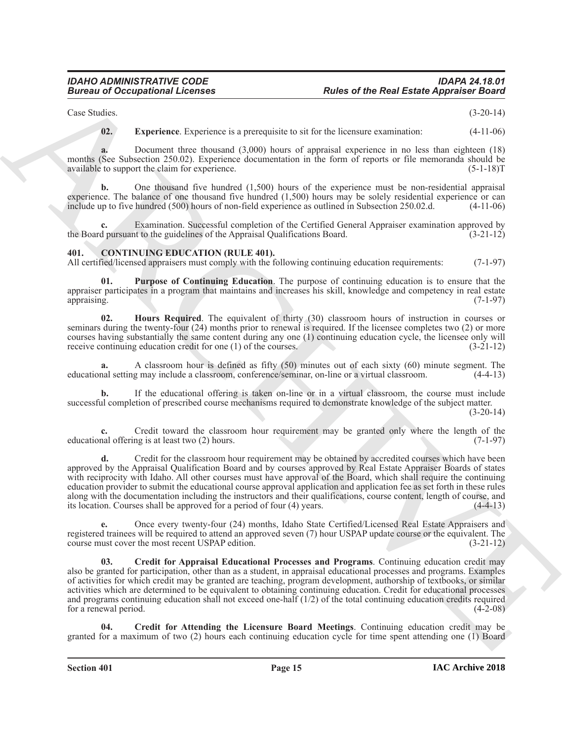Case Studies. (3-20-14)

**02. Experience**. Experience is a prerequisite to sit for the licensure examination: (4-11-06)

**a.** Document three thousand (3,000) hours of appraisal experience in no less than eighteen (18) months (See Subsection 250.02). Experience documentation in the form of reports or file memoranda should be available to support the claim for experience. (5-1-18)T

**b.** One thousand five hundred (1,500) hours of the experience must be non-residential appraisal experience. The balance of one thousand five hundred (1,500) hours may be solely residential experience or can include up to five hundred (500) hours of non-field experience as outlined in Subsection 250.02.d. (4-11-06)

**c.** Examination. Successful completion of the Certified General Appraiser examination approved by the Board pursuant to the guidelines of the Appraisal Qualifications Board. (3-21-12)

## 401. CONTINUING EDUCATION (RULE 401).

All certified/licensed appraisers must comply with the following continuing education requirements: (7-1-97)

**01. Purpose of Continuing Education**. The purpose of continuing education is to ensure that the appraiser participates in a program that maintains and increases his skill, knowledge and competency in real estate appraising. (7-1-97)

**02. Hours Required**. The equivalent of thirty (30) classroom hours of instruction in courses or seminars during the twenty-four (24) months prior to renewal is required. If the licensee completes two (2) or more courses having substantially the same content during any one (1) continuing education cycle, the licensee only will receive continuing education credit for one (1) of the courses. (3-21-12)

**a.** A classroom hour is defined as fifty (50) minutes out of each sixty (60) minute segment. The educational setting may include a classroom, conference/seminar, on-line or a virtual classroom. (4-4-13)

**b.** If the educational offering is taken on-line or in a virtual classroom, the course must include successful completion of prescribed course mechanisms required to demonstrate knowledge of the subject matter. (3-20-14)

**c.** Credit toward the classroom hour requirement may be granted only where the length of the educational offering is at least two (2) hours. (7-1-97)

**d.** Credit for the classroom hour requirement may be obtained by accredited courses which have been approved by the Appraisal Qualification Board and by courses approved by Real Estate Appraiser Boards of states with reciprocity with Idaho. All other courses must have approval of the Board, which shall require the continuing education provider to submit the educational course approval application and application fee as set forth in these rules along with the documentation including the instructors and their qualifications, course content, length of course, and its location. Courses shall be approved for a period of four (4) years. (4-4-13)

**e.** Once every twenty-four (24) months, Idaho State Certified/Licensed Real Estate Appraisers and registered trainees will be required to attend an approved seven (7) hour USPAP update course or the equivalent. The course must cover the most recent USPAP edition. (3-21-12)

**03. Credit for Appraisal Educational Processes and Programs**. Continuing education credit may also be granted for participation, other than as a student, in appraisal educational processes and programs. Examples of activities for which credit may be granted are teaching, program development, authorship of textbooks, or similar activities which are determined to be equivalent to obtaining continuing education. Credit for educational processes and programs continuing education shall not exceed one-half (1/2) of the total continuing education credits required for a renewal period. (4-2-08)

**04. Credit for Attending the Licensure Board Meetings**. Continuing education credit may be granted for a maximum of two (2) hours each continuing education cycle for time spent attending one (1) Board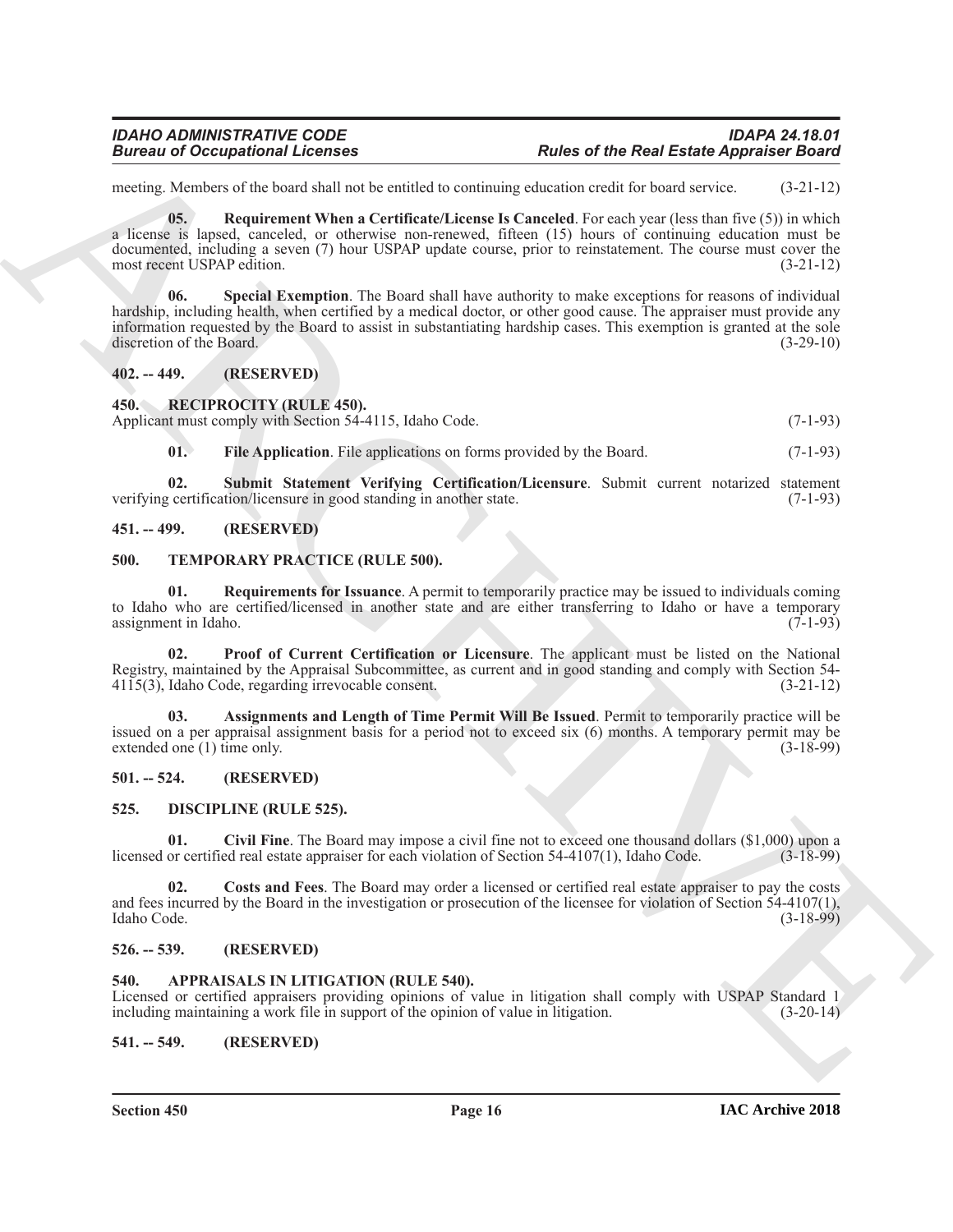meeting. Members of the board shall not be entitled to continuing education credit for board service. (3-21-12)

**05. Requirement When a Certificate/License Is Canceled**. For each year (less than five (5)) in which a license is lapsed, canceled, or otherwise non-renewed, fifteen (15) hours of continuing education must be documented, including a seven (7) hour USPAP update course, prior to reinstatement. The course must cover the most recent USPAP edition. (3-21-12)

**06. Special Exemption**. The Board shall have authority to make exceptions for reasons of individual hardship, including health, when certified by a medical doctor, or other good cause. The appraiser must provide any information requested by the Board to assist in substantiating hardship cases. This exemption is granted at the sole discretion of the Board. (3-29-10)

## 402. -- 449. (RESERVED)

## 450. RECIPROCITY (RULE 450).

Applicant must comply with Section 54-4115, Idaho Code. (7-1-93)

**01. File Application**. File applications on forms provided by the Board. (7-1-93)

**02. Submit Statement Verifying Certification/Licensure**. Submit current notarized statement verifying certification/licensure in good standing in another state. (7-1-93)

## 451. -- 499. (RESERVED)

## 500. TEMPORARY PRACTICE (RULE 500).

**01. Requirements for Issuance**. A permit to temporarily practice may be issued to individuals coming to Idaho who are certified/licensed in another state and are either transferring to Idaho or have a temporary assignment in Idaho. (7-1-93)

**02. Proof of Current Certification or Licensure**. The applicant must be listed on the National Registry, maintained by the Appraisal Subcommittee, as current and in good standing and comply with Section 54-4115(3), Idaho Code, regarding irrevocable consent. (3-21-12)

**03. Assignments and Length of Time Permit Will Be Issued**. Permit to temporarily practice will be issued on a per appraisal assignment basis for a period not to exceed six (6) months. A temporary permit may be extended one (1) time only. (3-18-99)

## 501. -- 524. (RESERVED)

## 525. DISCIPLINE (RULE 525).

**01. Civil Fine**. The Board may impose a civil fine not to exceed one thousand dollars ($1,000) upon a licensed or certified real estate appraiser for each violation of Section 54-4107(1), Idaho Code. (3-18-99)

**02. Costs and Fees**. The Board may order a licensed or certified real estate appraiser to pay the costs and fees incurred by the Board in the investigation or prosecution of the licensee for violation of Section 54-4107(1), Idaho Code. (3-18-99)

## 526. -- 539. (RESERVED)

## 540. APPRAISALS IN LITIGATION (RULE 540).

Licensed or certified appraisers providing opinions of value in litigation shall comply with USPAP Standard 1 including maintaining a work file in support of the opinion of value in litigation. (3-20-14)

## 541. -- 549. (RESERVED)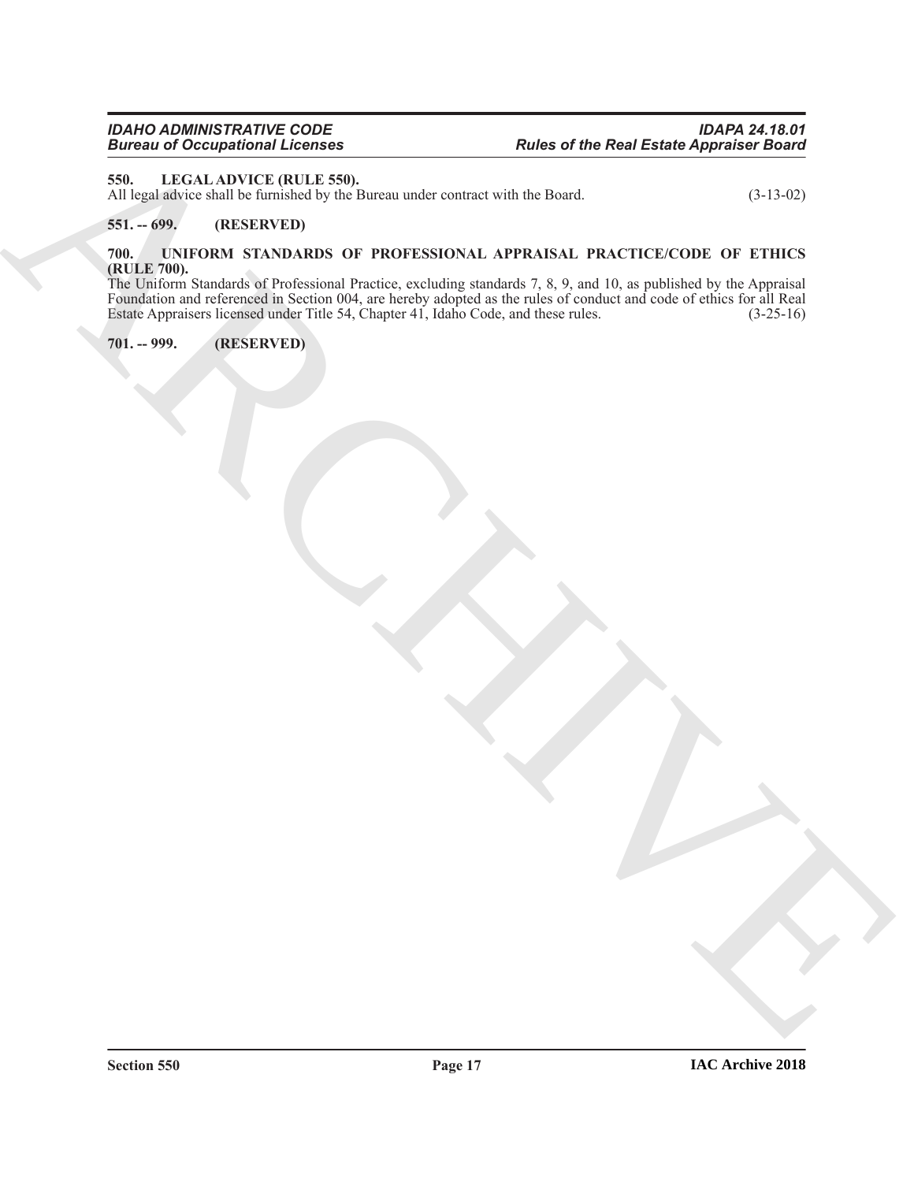## 550. LEGAL ADVICE (RULE 550).

All legal advice shall be furnished by the Bureau under contract with the Board. (3-13-02)

## 551. -- 699. (RESERVED)

## 700. UNIFORM STANDARDS OF PROFESSIONAL APPRAISAL PRACTICE/CODE OF ETHICS (RULE 700).

The Uniform Standards of Professional Practice, excluding standards 7, 8, 9, and 10, as published by the Appraisal Foundation and referenced in Section 004, are hereby adopted as the rules of conduct and code of ethics for all Real Estate Appraisers licensed under Title 54, Chapter 41, Idaho Code, and these rules. (3-25-16)

## 701. -- 999. (RESERVED)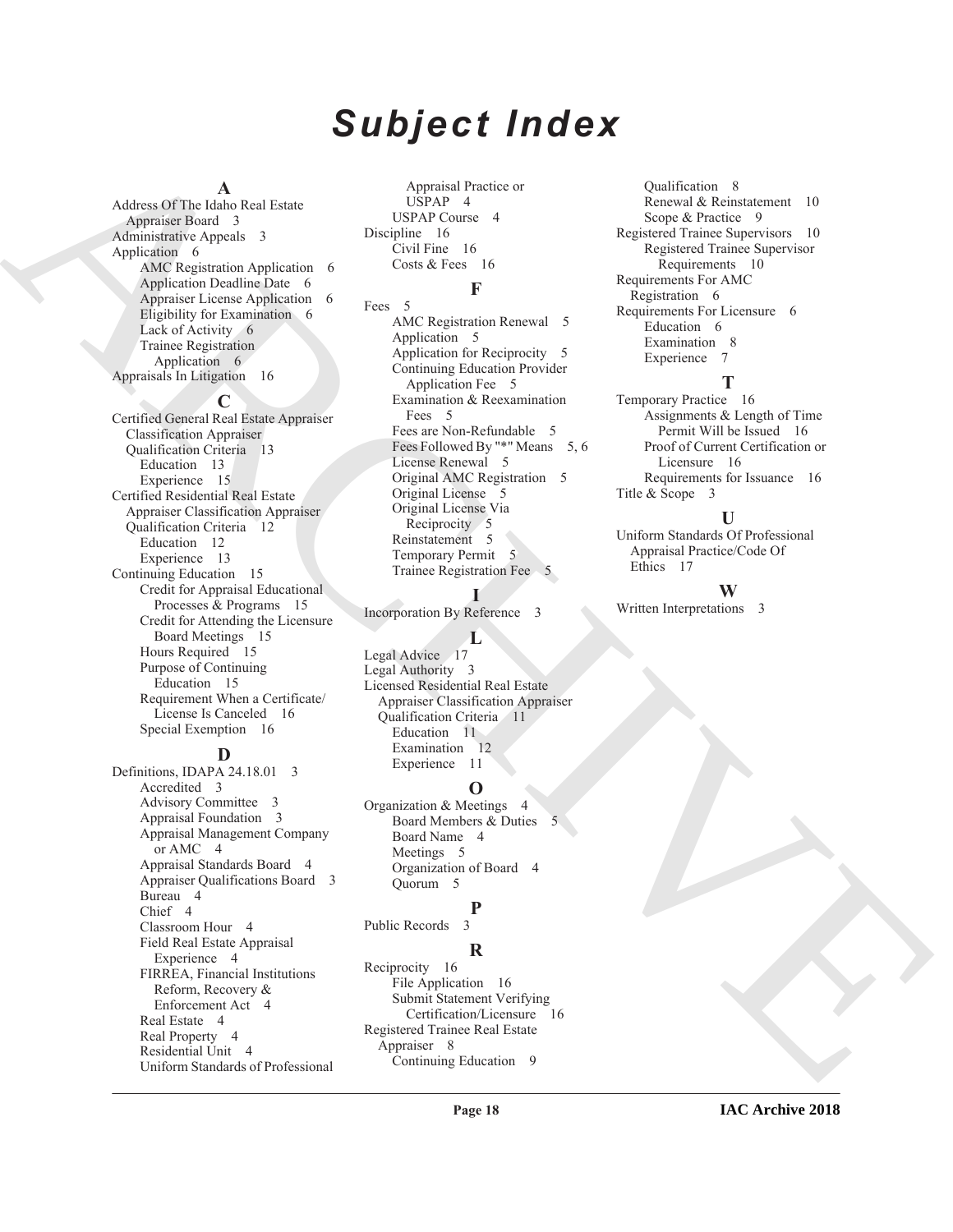# Subject Index

**A**

Address Of The Idaho Real Estate Appraiser Board 3
Administrative Appeals 3
Application 6
- AMC Registration Application 6
- Application Deadline Date 6
- Appraiser License Application 6
- Eligibility for Examination 6
- Lack of Activity 6
- Trainee Registration Application 6

Appraisals In Litigation 16

**C**

Certified General Real Estate Appraiser Classification Appraiser Qualification Criteria 13
- Education 13
- Experience 15

Certified Residential Real Estate Appraiser Classification Appraiser Qualification Criteria 12
- Education 12
- Experience 13

Continuing Education 15
- Credit for Appraisal Educational Processes & Programs 15
- Credit for Attending the Licensure Board Meetings 15
- Hours Required 15
- Purpose of Continuing Education 15
- Requirement When a Certificate/License Is Canceled 16
- Special Exemption 16

**D**

Definitions, IDAPA 24.18.01 3
- Accredited 3
- Advisory Committee 3
- Appraisal Foundation 3
- Appraisal Management Company or AMC 4
- Appraisal Standards Board 4
- Appraiser Qualifications Board 3
- Bureau 4
- Chief 4
- Classroom Hour 4
- Field Real Estate Appraisal Experience 4
- FIRREA, Financial Institutions Reform, Recovery & Enforcement Act 4
- Real Estate 4
- Real Property 4
- Residential Unit 4
- Uniform Standards of Professional Appraisal Practice or USPAP 4
- USPAP Course 4

Discipline 16
- Civil Fine 16
- Costs & Fees 16

**F**

Fees 5
- AMC Registration Renewal 5
- Application 5
- Application for Reciprocity 5
- Continuing Education Provider Application Fee 5
- Examination & Reexamination Fees 5
- Fees are Non-Refundable 5
- Fees Followed By "*" Means 5, 6
- License Renewal 5
- Original AMC Registration 5
- Original License 5
- Original License Via Reciprocity 5
- Reinstatement 5
- Temporary Permit 5
- Trainee Registration Fee 5

**I**

Incorporation By Reference 3

**L**

Legal Advice 17
Legal Authority 3
Licensed Residential Real Estate Appraiser Classification Appraiser Qualification Criteria 11
- Education 11
- Examination 12
- Experience 11

**O**

Organization & Meetings 4
- Board Members & Duties 5
- Board Name 4
- Meetings 5
- Organization of Board 4
- Quorum 5

**P**

Public Records 3

**R**

Reciprocity 16
- File Application 16
- Submit Statement Verifying Certification/Licensure 16

Registered Trainee Real Estate Appraiser 8
- Continuing Education 9
- Qualification 8
- Renewal & Reinstatement 10
- Scope & Practice 9

Registered Trainee Supervisors 10
- Registered Trainee Supervisor Requirements 10

Requirements For AMC Registration 6
Requirements For Licensure 6
- Education 6
- Examination 8
- Experience 7

**T**

Temporary Practice 16
- Assignments & Length of Time Permit Will be Issued 16
- Proof of Current Certification or Licensure 16
- Requirements for Issuance 16

Title & Scope 3

**U**

Uniform Standards Of Professional Appraisal Practice/Code Of Ethics 17

**W**

Written Interpretations 3